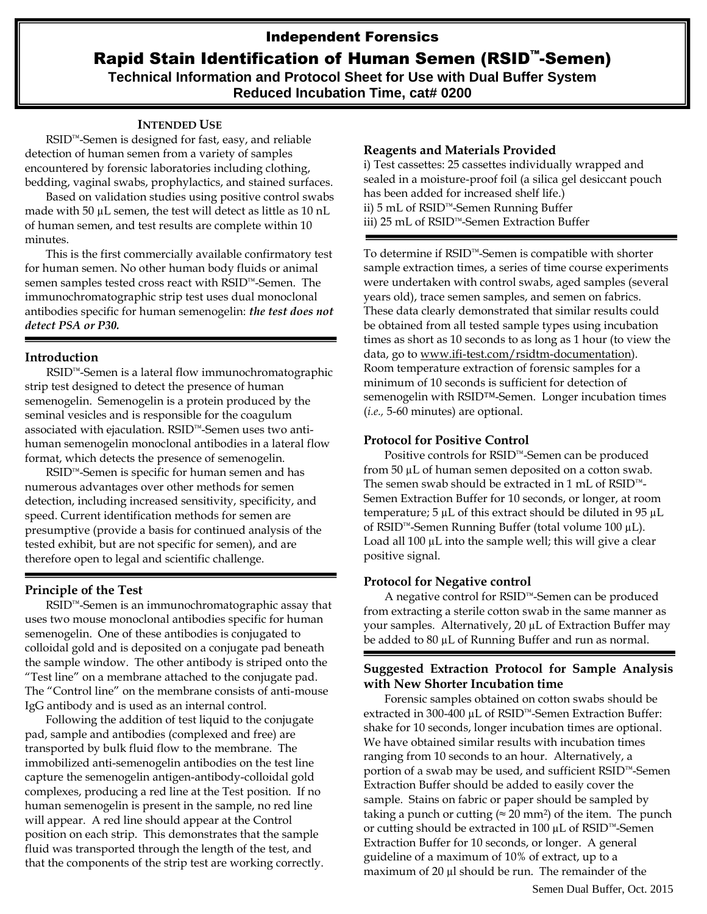# Independent Forensics

# Rapid Stain Identification of Human Semen (RSID™-Semen)

**Technical Information and Protocol Sheet for Use with Dual Buffer System**
**Reduced Incubation Time, cat# 0200**

## INTENDED USE

RSID™-Semen is designed for fast, easy, and reliable detection of human semen from a variety of samples encountered by forensic laboratories including clothing, bedding, vaginal swabs, prophylactics, and stained surfaces.

Based on validation studies using positive control swabs made with 50 µL semen, the test will detect as little as 10 nL of human semen, and test results are complete within 10 minutes.

This is the first commercially available confirmatory test for human semen. No other human body fluids or animal semen samples tested cross react with RSID™-Semen. The immunochromatographic strip test uses dual monoclonal antibodies specific for human semenogelin: ***the test does not detect PSA or P30.***

## Introduction

RSID™-Semen is a lateral flow immunochromatographic strip test designed to detect the presence of human semenogelin. Semenogelin is a protein produced by the seminal vesicles and is responsible for the coagulum associated with ejaculation. RSID™-Semen uses two anti-human semenogelin monoclonal antibodies in a lateral flow format, which detects the presence of semenogelin.

RSID™-Semen is specific for human semen and has numerous advantages over other methods for semen detection, including increased sensitivity, specificity, and speed. Current identification methods for semen are presumptive (provide a basis for continued analysis of the tested exhibit, but are not specific for semen), and are therefore open to legal and scientific challenge.

## Principle of the Test

RSID™-Semen is an immunochromatographic assay that uses two mouse monoclonal antibodies specific for human semenogelin. One of these antibodies is conjugated to colloidal gold and is deposited on a conjugate pad beneath the sample window. The other antibody is striped onto the "Test line" on a membrane attached to the conjugate pad. The "Control line" on the membrane consists of anti-mouse IgG antibody and is used as an internal control.

Following the addition of test liquid to the conjugate pad, sample and antibodies (complexed and free) are transported by bulk fluid flow to the membrane. The immobilized anti-semenogelin antibodies on the test line capture the semenogelin antigen-antibody-colloidal gold complexes, producing a red line at the Test position. If no human semenogelin is present in the sample, no red line will appear. A red line should appear at the Control position on each strip. This demonstrates that the sample fluid was transported through the length of the test, and that the components of the strip test are working correctly.

## Reagents and Materials Provided

i) Test cassettes: 25 cassettes individually wrapped and sealed in a moisture-proof foil (a silica gel desiccant pouch has been added for increased shelf life.)
ii) 5 mL of RSID™-Semen Running Buffer
iii) 25 mL of RSID™-Semen Extraction Buffer

To determine if RSID™-Semen is compatible with shorter sample extraction times, a series of time course experiments were undertaken with control swabs, aged samples (several years old), trace semen samples, and semen on fabrics. These data clearly demonstrated that similar results could be obtained from all tested sample types using incubation times as short as 10 seconds to as long as 1 hour (to view the data, go to www.ifi-test.com/rsidtm-documentation). Room temperature extraction of forensic samples for a minimum of 10 seconds is sufficient for detection of semenogelin with RSID™-Semen. Longer incubation times (*i.e.,* 5-60 minutes) are optional.

## Protocol for Positive Control

Positive controls for RSID™-Semen can be produced from 50 µL of human semen deposited on a cotton swab. The semen swab should be extracted in 1 mL of RSID™-Semen Extraction Buffer for 10 seconds, or longer, at room temperature; 5 µL of this extract should be diluted in 95 µL of RSID™-Semen Running Buffer (total volume 100 µL). Load all 100 µL into the sample well; this will give a clear positive signal.

## Protocol for Negative control

A negative control for RSID™-Semen can be produced from extracting a sterile cotton swab in the same manner as your samples. Alternatively, 20 µL of Extraction Buffer may be added to 80 µL of Running Buffer and run as normal.

## Suggested Extraction Protocol for Sample Analysis with New Shorter Incubation time

Forensic samples obtained on cotton swabs should be extracted in 300-400 µL of RSID™-Semen Extraction Buffer: shake for 10 seconds, longer incubation times are optional. We have obtained similar results with incubation times ranging from 10 seconds to an hour. Alternatively, a portion of a swab may be used, and sufficient RSID™-Semen Extraction Buffer should be added to easily cover the sample. Stains on fabric or paper should be sampled by taking a punch or cutting (≈ 20 mm²) of the item. The punch or cutting should be extracted in 100 µL of RSID™-Semen Extraction Buffer for 10 seconds, or longer. A general guideline of a maximum of 10% of extract, up to a maximum of 20 µl should be run. The remainder of the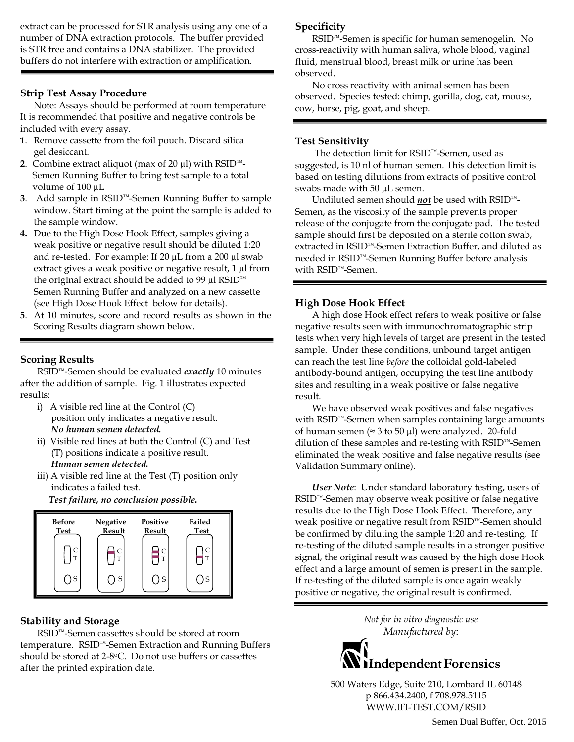extract can be processed for STR analysis using any one of a number of DNA extraction protocols. The buffer provided is STR free and contains a DNA stabilizer. The provided buffers do not interfere with extraction or amplification.

### Strip Test Assay Procedure

Note: Assays should be performed at room temperature It is recommended that positive and negative controls be included with every assay.

1. Remove cassette from the foil pouch. Discard silica gel desiccant.
2. Combine extract aliquot (max of 20 µl) with RSID™-Semen Running Buffer to bring test sample to a total volume of 100 µL
3. Add sample in RSID™-Semen Running Buffer to sample window. Start timing at the point the sample is added to the sample window.
4. Due to the High Dose Hook Effect, samples giving a weak positive or negative result should be diluted 1:20 and re-tested. For example: If 20 µL from a 200 µl swab extract gives a weak positive or negative result, 1 µl from the original extract should be added to 99 µl RSID™ Semen Running Buffer and analyzed on a new cassette (see High Dose Hook Effect below for details).
5. At 10 minutes, score and record results as shown in the Scoring Results diagram shown below.

### Scoring Results

RSID™-Semen should be evaluated ***exactly*** 10 minutes after the addition of sample. Fig. 1 illustrates expected results:

i) A visible red line at the Control (C) position only indicates a negative result.
***No human semen detected.***

ii) Visible red lines at both the Control (C) and Test (T) positions indicate a positive result.
***Human semen detected.***

iii) A visible red line at the Test (T) position only indicates a failed test.
***Test failure, no conclusion possible.***

Before Test
Negative Result
Positive Result
Failed Test
C
T
S

### Stability and Storage

RSID™-Semen cassettes should be stored at room temperature. RSID™-Semen Extraction and Running Buffers should be stored at 2-8°C. Do not use buffers or cassettes after the printed expiration date.

### Specificity

RSID™-Semen is specific for human semenogelin. No cross-reactivity with human saliva, whole blood, vaginal fluid, menstrual blood, breast milk or urine has been observed.

No cross reactivity with animal semen has been observed. Species tested: chimp, gorilla, dog, cat, mouse, cow, horse, pig, goat, and sheep.

### Test Sensitivity

The detection limit for RSID™-Semen, used as suggested, is 10 nl of human semen. This detection limit is based on testing dilutions from extracts of positive control swabs made with 50 µL semen.

Undiluted semen should ***not*** be used with RSID™-Semen, as the viscosity of the sample prevents proper release of the conjugate from the conjugate pad. The tested sample should first be deposited on a sterile cotton swab, extracted in RSID™-Semen Extraction Buffer, and diluted as needed in RSID™-Semen Running Buffer before analysis with RSID™-Semen.

### High Dose Hook Effect

A high dose Hook effect refers to weak positive or false negative results seen with immunochromatographic strip tests when very high levels of target are present in the tested sample. Under these conditions, unbound target antigen can reach the test line *before* the colloidal gold-labeled antibody-bound antigen, occupying the test line antibody sites and resulting in a weak positive or false negative result.

We have observed weak positives and false negatives with RSID™-Semen when samples containing large amounts of human semen (≈ 3 to 50 µl) were analyzed. 20-fold dilution of these samples and re-testing with RSID™-Semen eliminated the weak positive and false negative results (see Validation Summary online).

***User Note***: Under standard laboratory testing, users of RSID™-Semen may observe weak positive or false negative results due to the High Dose Hook Effect. Therefore, any weak positive or negative result from RSID™-Semen should be confirmed by diluting the sample 1:20 and re-testing. If re-testing of the diluted sample results in a stronger positive signal, the original result was caused by the high dose Hook effect and a large amount of semen is present in the sample. If re-testing of the diluted sample is once again weakly positive or negative, the original result is confirmed.

*Not for in vitro diagnostic use*
*Manufactured by*:

**Independent Forensics**

500 Waters Edge, Suite 210, Lombard IL 60148
p 866.434.2400, f 708.978.5115
WWW.IFI-TEST.COM/RSID

Semen Dual Buffer, Oct. 2015